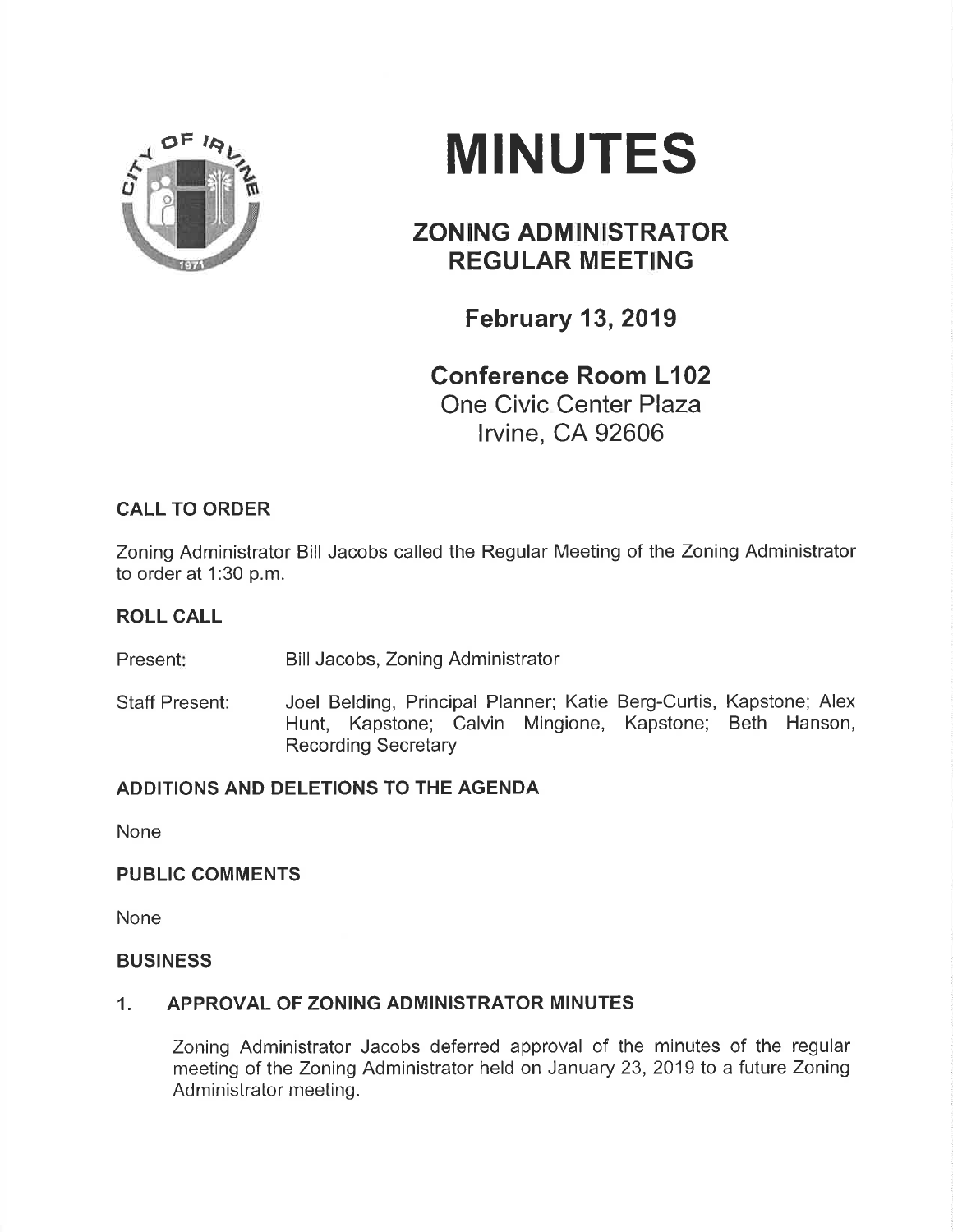# MINUTES

## ZONING ADMINISTRATOR REGULAR MEETING

### February 13, 2019

### Conference Room L102

One Civic Center Plaza
Irvine, CA 92606

**CALL TO ORDER**

Zoning Administrator Bill Jacobs called the Regular Meeting of the Zoning Administrator to order at 1:30 p.m.

**ROLL CALL**

Present: Bill Jacobs, Zoning Administrator

Staff Present: Joel Belding, Principal Planner; Katie Berg-Curtis, Kapstone; Alex Hunt, Kapstone; Calvin Mingione, Kapstone; Beth Hanson, Recording Secretary

**ADDITIONS AND DELETIONS TO THE AGENDA**

None

**PUBLIC COMMENTS**

None

**BUSINESS**

**1. APPROVAL OF ZONING ADMINISTRATOR MINUTES**

Zoning Administrator Jacobs deferred approval of the minutes of the regular meeting of the Zoning Administrator held on January 23, 2019 to a future Zoning Administrator meeting.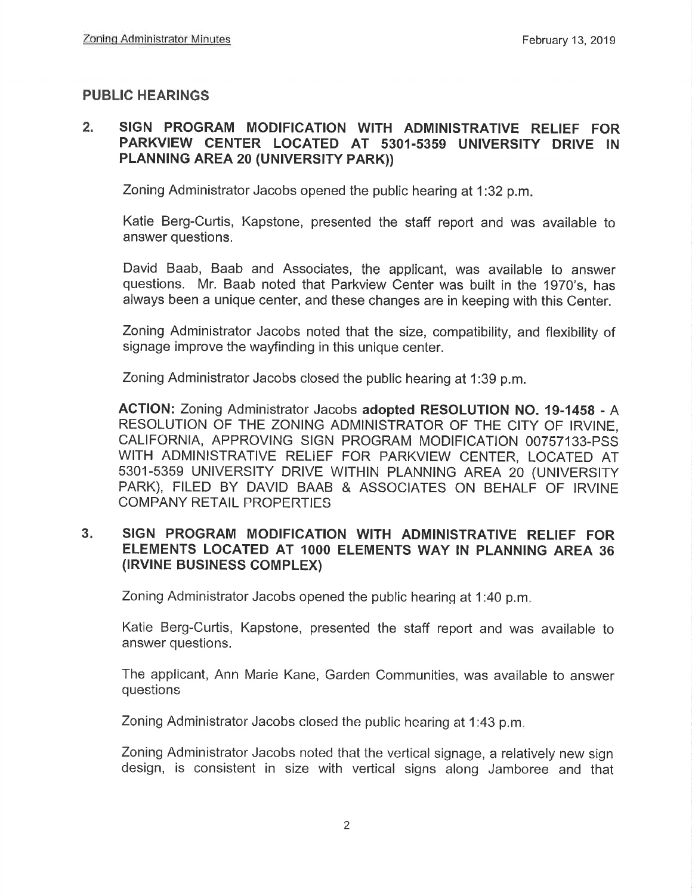## PUBLIC HEARINGS

### 2. SIGN PROGRAM MODIFICATION WITH ADMINISTRATIVE RELIEF FOR PARKVIEW CENTER LOCATED AT 5301-5359 UNIVERSITY DRIVE IN PLANNING AREA 20 (UNIVERSITY PARK))

Zoning Administrator Jacobs opened the public hearing at 1:32 p.m.

Katie Berg-Curtis, Kapstone, presented the staff report and was available to answer questions.

David Baab, Baab and Associates, the applicant, was available to answer questions. Mr. Baab noted that Parkview Center was built in the 1970's, has always been a unique center, and these changes are in keeping with this Center.

Zoning Administrator Jacobs noted that the size, compatibility, and flexibility of signage improve the wayfinding in this unique center.

Zoning Administrator Jacobs closed the public hearing at 1:39 p.m.

**ACTION:** Zoning Administrator Jacobs **adopted RESOLUTION NO. 19-1458** - A RESOLUTION OF THE ZONING ADMINISTRATOR OF THE CITY OF IRVINE, CALIFORNIA, APPROVING SIGN PROGRAM MODIFICATION 00757133-PSS WITH ADMINISTRATIVE RELIEF FOR PARKVIEW CENTER, LOCATED AT 5301-5359 UNIVERSITY DRIVE WITHIN PLANNING AREA 20 (UNIVERSITY PARK), FILED BY DAVID BAAB & ASSOCIATES ON BEHALF OF IRVINE COMPANY RETAIL PROPERTIES

### 3. SIGN PROGRAM MODIFICATION WITH ADMINISTRATIVE RELIEF FOR ELEMENTS LOCATED AT 1000 ELEMENTS WAY IN PLANNING AREA 36 (IRVINE BUSINESS COMPLEX)

Zoning Administrator Jacobs opened the public hearing at 1:40 p.m.

Katie Berg-Curtis, Kapstone, presented the staff report and was available to answer questions.

The applicant, Ann Marie Kane, Garden Communities, was available to answer questions

Zoning Administrator Jacobs closed the public hearing at 1:43 p.m.

Zoning Administrator Jacobs noted that the vertical signage, a relatively new sign design, is consistent in size with vertical signs along Jamboree and that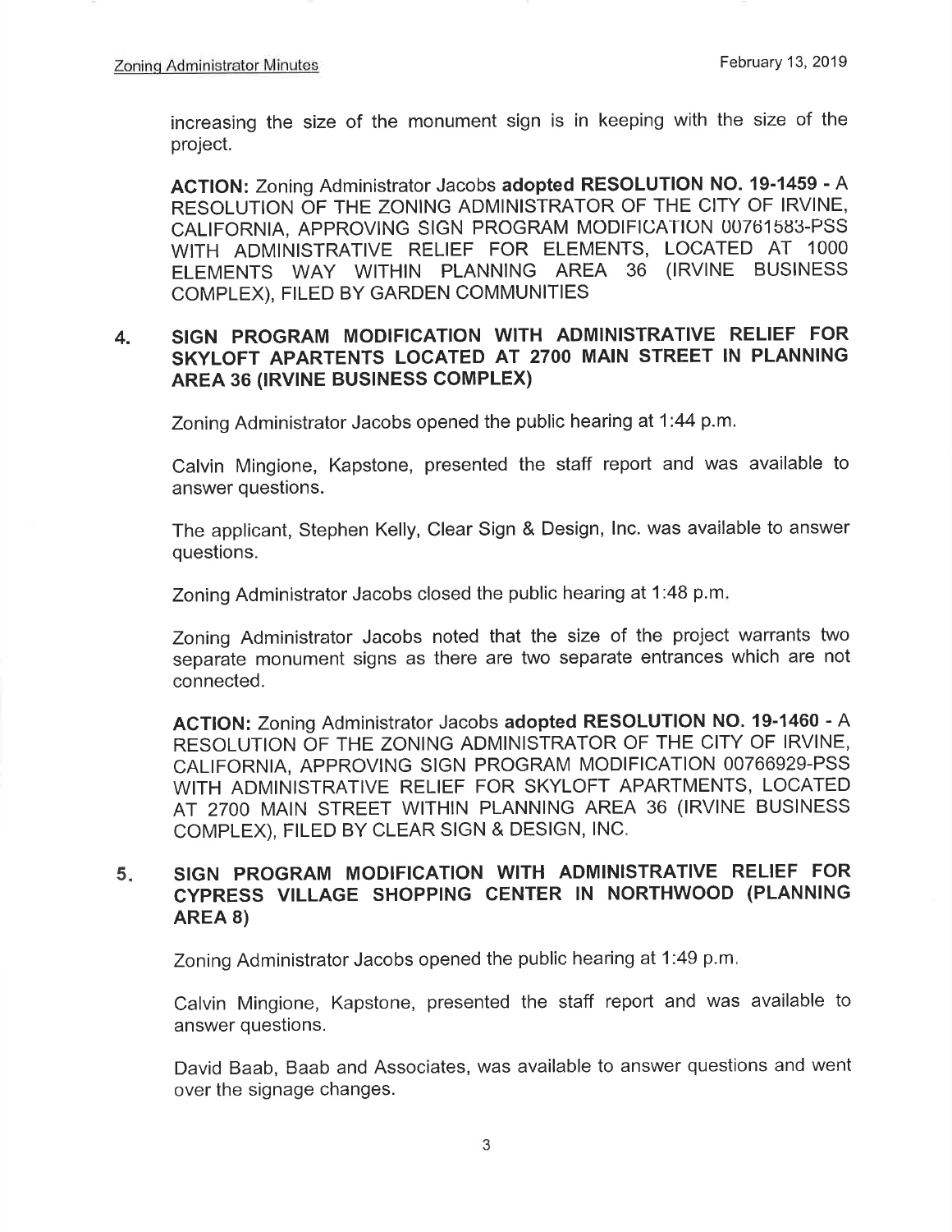increasing the size of the monument sign is in keeping with the size of the project.

**ACTION:** Zoning Administrator Jacobs **adopted RESOLUTION NO. 19-1459** - A RESOLUTION OF THE ZONING ADMINISTRATOR OF THE CITY OF IRVINE, CALIFORNIA, APPROVING SIGN PROGRAM MODIFICATION 00761583-PSS WITH ADMINISTRATIVE RELIEF FOR ELEMENTS, LOCATED AT 1000 ELEMENTS WAY WITHIN PLANNING AREA 36 (IRVINE BUSINESS COMPLEX), FILED BY GARDEN COMMUNITIES

## 4. SIGN PROGRAM MODIFICATION WITH ADMINISTRATIVE RELIEF FOR SKYLOFT APARTENTS LOCATED AT 2700 MAIN STREET IN PLANNING AREA 36 (IRVINE BUSINESS COMPLEX)

Zoning Administrator Jacobs opened the public hearing at 1:44 p.m.

Calvin Mingione, Kapstone, presented the staff report and was available to answer questions.

The applicant, Stephen Kelly, Clear Sign & Design, Inc. was available to answer questions.

Zoning Administrator Jacobs closed the public hearing at 1:48 p.m.

Zoning Administrator Jacobs noted that the size of the project warrants two separate monument signs as there are two separate entrances which are not connected.

**ACTION:** Zoning Administrator Jacobs **adopted RESOLUTION NO. 19-1460** - A RESOLUTION OF THE ZONING ADMINISTRATOR OF THE CITY OF IRVINE, CALIFORNIA, APPROVING SIGN PROGRAM MODIFICATION 00766929-PSS WITH ADMINISTRATIVE RELIEF FOR SKYLOFT APARTMENTS, LOCATED AT 2700 MAIN STREET WITHIN PLANNING AREA 36 (IRVINE BUSINESS COMPLEX), FILED BY CLEAR SIGN & DESIGN, INC.

## 5. SIGN PROGRAM MODIFICATION WITH ADMINISTRATIVE RELIEF FOR CYPRESS VILLAGE SHOPPING CENTER IN NORTHWOOD (PLANNING AREA 8)

Zoning Administrator Jacobs opened the public hearing at 1:49 p.m.

Calvin Mingione, Kapstone, presented the staff report and was available to answer questions.

David Baab, Baab and Associates, was available to answer questions and went over the signage changes.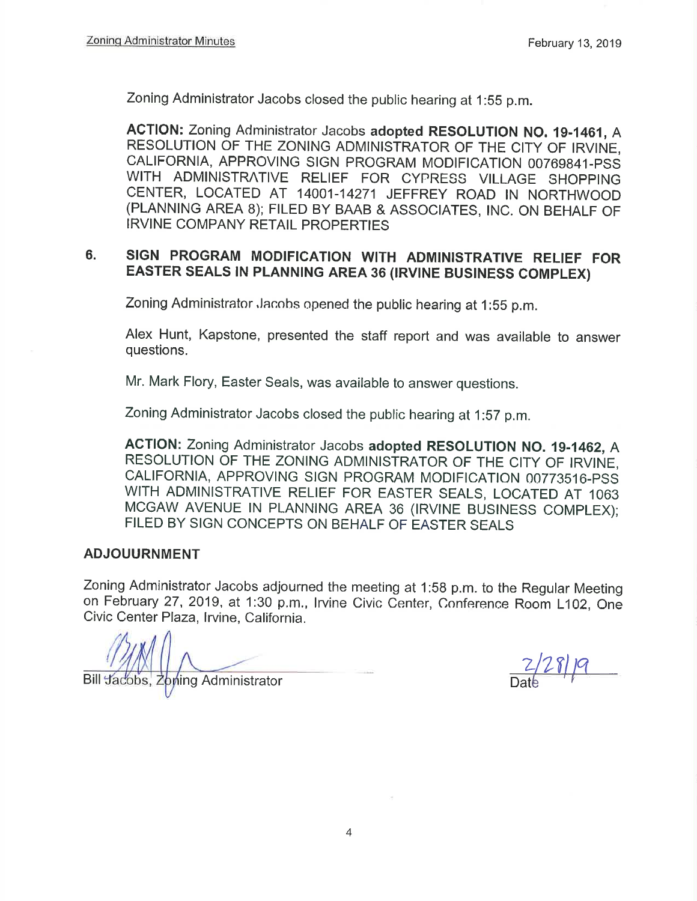Zoning Administrator Jacobs closed the public hearing at 1:55 p.m.

**ACTION:** Zoning Administrator Jacobs **adopted RESOLUTION NO. 19-1461,** A RESOLUTION OF THE ZONING ADMINISTRATOR OF THE CITY OF IRVINE, CALIFORNIA, APPROVING SIGN PROGRAM MODIFICATION 00769841-PSS WITH ADMINISTRATIVE RELIEF FOR CYPRESS VILLAGE SHOPPING CENTER, LOCATED AT 14001-14271 JEFFREY ROAD IN NORTHWOOD (PLANNING AREA 8); FILED BY BAAB & ASSOCIATES, INC. ON BEHALF OF IRVINE COMPANY RETAIL PROPERTIES

**6. SIGN PROGRAM MODIFICATION WITH ADMINISTRATIVE RELIEF FOR EASTER SEALS IN PLANNING AREA 36 (IRVINE BUSINESS COMPLEX)**

Zoning Administrator Jacobs opened the public hearing at 1:55 p.m.

Alex Hunt, Kapstone, presented the staff report and was available to answer questions.

Mr. Mark Flory, Easter Seals, was available to answer questions.

Zoning Administrator Jacobs closed the public hearing at 1:57 p.m.

**ACTION:** Zoning Administrator Jacobs **adopted RESOLUTION NO. 19-1462,** A RESOLUTION OF THE ZONING ADMINISTRATOR OF THE CITY OF IRVINE, CALIFORNIA, APPROVING SIGN PROGRAM MODIFICATION 00773516-PSS WITH ADMINISTRATIVE RELIEF FOR EASTER SEALS, LOCATED AT 1063 MCGAW AVENUE IN PLANNING AREA 36 (IRVINE BUSINESS COMPLEX); FILED BY SIGN CONCEPTS ON BEHALF OF EASTER SEALS

## ADJOUURNMENT

Zoning Administrator Jacobs adjourned the meeting at 1:58 p.m. to the Regular Meeting on February 27, 2019, at 1:30 p.m., Irvine Civic Center, Conference Room L102, One Civic Center Plaza, Irvine, California.

Bill Jacobs, Zoning Administrator

Date 2/28/19